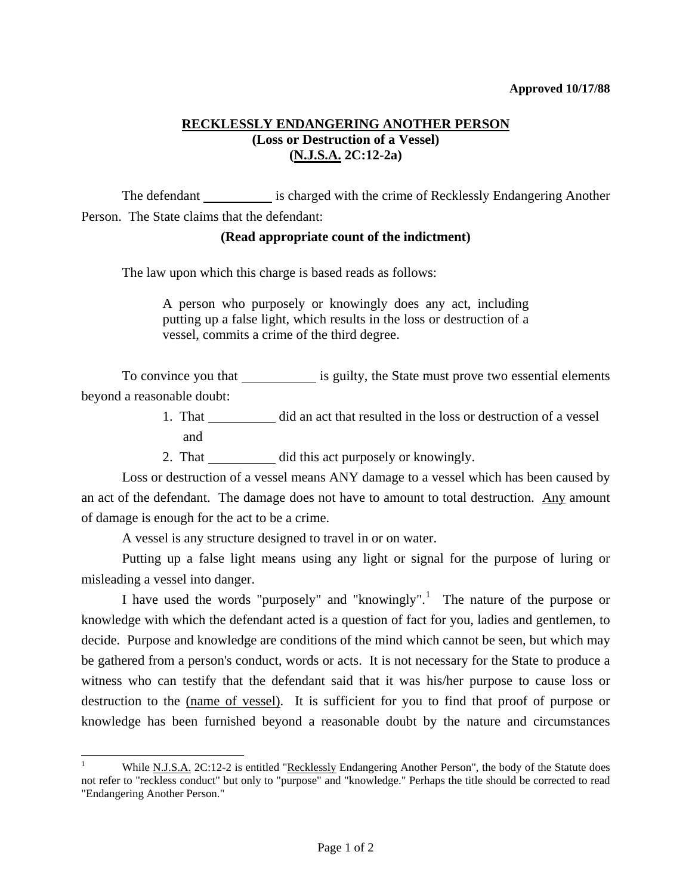**Approved 10/17/88**

# RECKLESSLY ENDANGERING ANOTHER PERSON
## (Loss or Destruction of a Vessel)
## (N.J.S.A. 2C:12-2a)

The defendant \_\_\_\_\_\_\_\_\_\_ is charged with the crime of Recklessly Endangering Another Person. The State claims that the defendant:

**(Read appropriate count of the indictment)**

The law upon which this charge is based reads as follows:

> A person who purposely or knowingly does any act, including putting up a false light, which results in the loss or destruction of a vessel, commits a crime of the third degree.

To convince you that \_\_\_\_\_\_\_\_\_\_ is guilty, the State must prove two essential elements beyond a reasonable doubt:

1. That \_\_\_\_\_\_\_\_\_\_ did an act that resulted in the loss or destruction of a vessel and
2. That \_\_\_\_\_\_\_\_\_\_ did this act purposely or knowingly.

Loss or destruction of a vessel means ANY damage to a vessel which has been caused by an act of the defendant. The damage does not have to amount to total destruction. Any amount of damage is enough for the act to be a crime.

A vessel is any structure designed to travel in or on water.

Putting up a false light means using any light or signal for the purpose of luring or misleading a vessel into danger.

I have used the words "purposely" and "knowingly".[1] The nature of the purpose or knowledge with which the defendant acted is a question of fact for you, ladies and gentlemen, to decide. Purpose and knowledge are conditions of the mind which cannot be seen, but which may be gathered from a person's conduct, words or acts. It is not necessary for the State to produce a witness who can testify that the defendant said that it was his/her purpose to cause loss or destruction to the (name of vessel). It is sufficient for you to find that proof of purpose or knowledge has been furnished beyond a reasonable doubt by the nature and circumstances

---

[1] While N.J.S.A. 2C:12-2 is entitled "Recklessly Endangering Another Person", the body of the Statute does not refer to "reckless conduct" but only to "purpose" and "knowledge." Perhaps the title should be corrected to read "Endangering Another Person."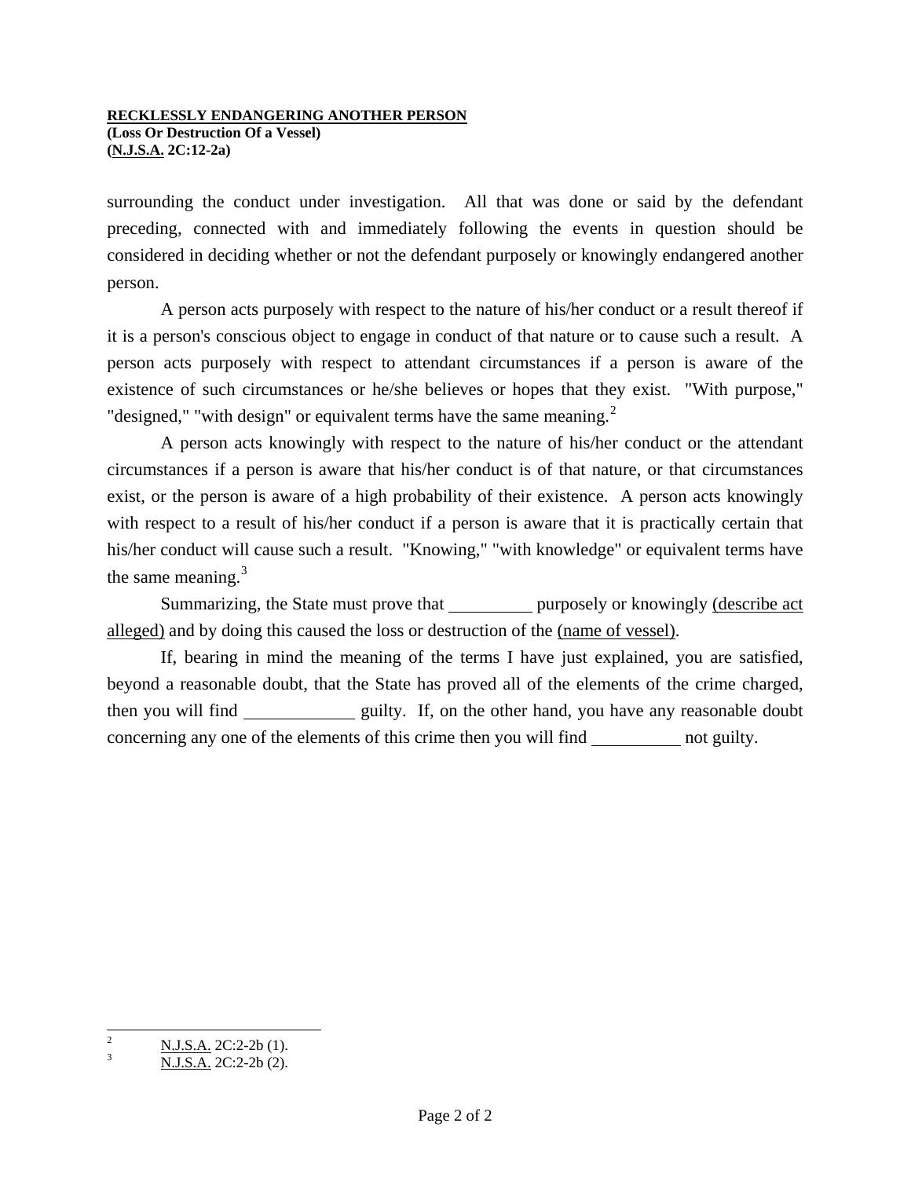surrounding the conduct under investigation. All that was done or said by the defendant preceding, connected with and immediately following the events in question should be considered in deciding whether or not the defendant purposely or knowingly endangered another person.

A person acts purposely with respect to the nature of his/her conduct or a result thereof if it is a person's conscious object to engage in conduct of that nature or to cause such a result. A person acts purposely with respect to attendant circumstances if a person is aware of the existence of such circumstances or he/she believes or hopes that they exist. "With purpose," "designed," "with design" or equivalent terms have the same meaning.[2]

A person acts knowingly with respect to the nature of his/her conduct or the attendant circumstances if a person is aware that his/her conduct is of that nature, or that circumstances exist, or the person is aware of a high probability of their existence. A person acts knowingly with respect to a result of his/her conduct if a person is aware that it is practically certain that his/her conduct will cause such a result. "Knowing," "with knowledge" or equivalent terms have the same meaning.[3]

Summarizing, the State must prove that __________ purposely or knowingly <u>(describe act alleged)</u> and by doing this caused the loss or destruction of the <u>(name of vessel)</u>.

If, bearing in mind the meaning of the terms I have just explained, you are satisfied, beyond a reasonable doubt, that the State has proved all of the elements of the crime charged, then you will find ____________ guilty. If, on the other hand, you have any reasonable doubt concerning any one of the elements of this crime then you will find __________ not guilty.

---

[2] N.J.S.A. 2C:2-2b (1).

[3] N.J.S.A. 2C:2-2b (2).